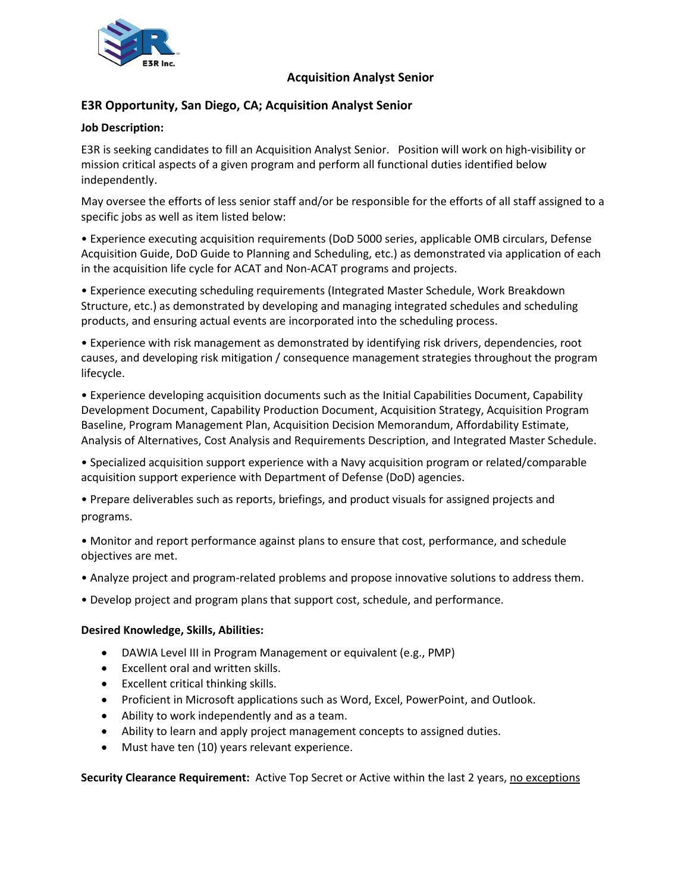# Acquisition Analyst Senior

## E3R Opportunity, San Diego, CA; Acquisition Analyst Senior

**Job Description:**

E3R is seeking candidates to fill an Acquisition Analyst Senior. Position will work on high-visibility or mission critical aspects of a given program and perform all functional duties identified below independently.

May oversee the efforts of less senior staff and/or be responsible for the efforts of all staff assigned to a specific jobs as well as item listed below:

- Experience executing acquisition requirements (DoD 5000 series, applicable OMB circulars, Defense Acquisition Guide, DoD Guide to Planning and Scheduling, etc.) as demonstrated via application of each in the acquisition life cycle for ACAT and Non-ACAT programs and projects.
- Experience executing scheduling requirements (Integrated Master Schedule, Work Breakdown Structure, etc.) as demonstrated by developing and managing integrated schedules and scheduling products, and ensuring actual events are incorporated into the scheduling process.
- Experience with risk management as demonstrated by identifying risk drivers, dependencies, root causes, and developing risk mitigation / consequence management strategies throughout the program lifecycle.
- Experience developing acquisition documents such as the Initial Capabilities Document, Capability Development Document, Capability Production Document, Acquisition Strategy, Acquisition Program Baseline, Program Management Plan, Acquisition Decision Memorandum, Affordability Estimate, Analysis of Alternatives, Cost Analysis and Requirements Description, and Integrated Master Schedule.
- Specialized acquisition support experience with a Navy acquisition program or related/comparable acquisition support experience with Department of Defense (DoD) agencies.
- Prepare deliverables such as reports, briefings, and product visuals for assigned projects and programs.
- Monitor and report performance against plans to ensure that cost, performance, and schedule objectives are met.
- Analyze project and program-related problems and propose innovative solutions to address them.
- Develop project and program plans that support cost, schedule, and performance.

**Desired Knowledge, Skills, Abilities:**

- DAWIA Level III in Program Management or equivalent (e.g., PMP)
- Excellent oral and written skills.
- Excellent critical thinking skills.
- Proficient in Microsoft applications such as Word, Excel, PowerPoint, and Outlook.
- Ability to work independently and as a team.
- Ability to learn and apply project management concepts to assigned duties.
- Must have ten (10) years relevant experience.

**Security Clearance Requirement:** Active Top Secret or Active within the last 2 years, no exceptions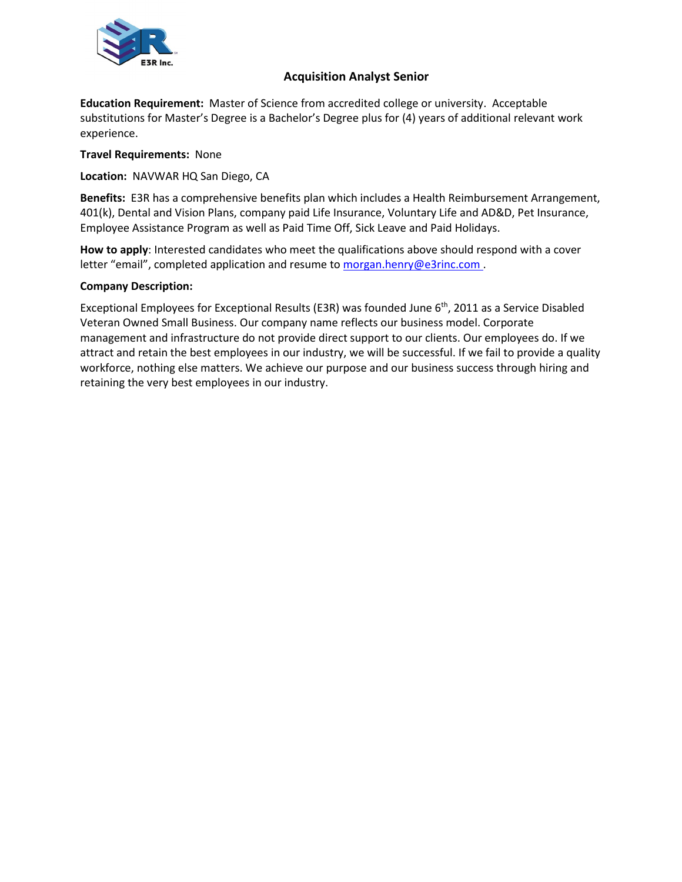## Acquisition Analyst Senior

**Education Requirement:** Master of Science from accredited college or university. Acceptable substitutions for Master's Degree is a Bachelor's Degree plus for (4) years of additional relevant work experience.

**Travel Requirements:** None

**Location:** NAVWAR HQ San Diego, CA

**Benefits:** E3R has a comprehensive benefits plan which includes a Health Reimbursement Arrangement, 401(k), Dental and Vision Plans, company paid Life Insurance, Voluntary Life and AD&D, Pet Insurance, Employee Assistance Program as well as Paid Time Off, Sick Leave and Paid Holidays.

**How to apply**: Interested candidates who meet the qualifications above should respond with a cover letter "email", completed application and resume to morgan.henry@e3rinc.com .

**Company Description:**

Exceptional Employees for Exceptional Results (E3R) was founded June 6th, 2011 as a Service Disabled Veteran Owned Small Business. Our company name reflects our business model. Corporate management and infrastructure do not provide direct support to our clients. Our employees do. If we attract and retain the best employees in our industry, we will be successful. If we fail to provide a quality workforce, nothing else matters. We achieve our purpose and our business success through hiring and retaining the very best employees in our industry.